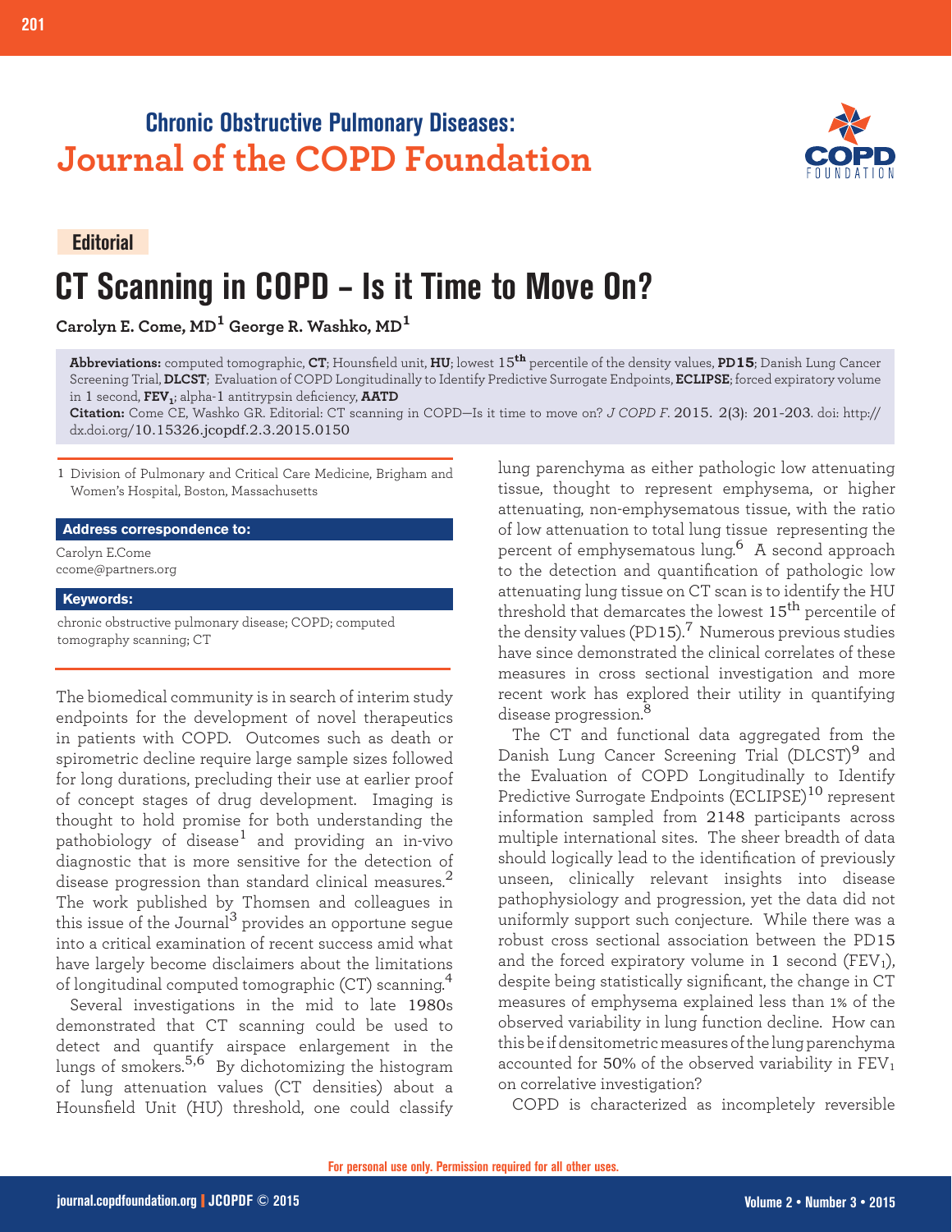Chronic Obstructive Pulmonary Diseases:
**Journal of the COPD Foundation**

**Editorial**

# CT Scanning in COPD – Is it Time to Move On?

**Carolyn E. Come, MD[1] George R. Washko, MD[1]**

**Abbreviations:** computed tomographic, **CT**; Hounsfield unit, **HU**; lowest $15^{th}$ percentile of the density values, **PD15**; Danish Lung Cancer Screening Trial, **DLCST**; Evaluation of COPD Longitudinally to Identify Predictive Surrogate Endpoints, **ECLIPSE**; forced expiratory volume in 1 second, **$FEV_1$**; alpha-1 antitrypsin deficiency, **AATD**

**Citation:** Come CE, Washko GR. Editorial: CT scanning in COPD—Is it time to move on? *J COPD F*. 2015. 2(3): 201-203. doi: http://dx.doi.org/10.15326.jcopdf.2.3.2015.0150

1 Division of Pulmonary and Critical Care Medicine, Brigham and Women's Hospital, Boston, Massachusetts

**Address correspondence to:**

Carolyn E.Come
ccome@partners.org

**Keywords:**

chronic obstructive pulmonary disease; COPD; computed tomography scanning; CT

The biomedical community is in search of interim study endpoints for the development of novel therapeutics in patients with COPD. Outcomes such as death or spirometric decline require large sample sizes followed for long durations, precluding their use at earlier proof of concept stages of drug development. Imaging is thought to hold promise for both understanding the pathobiology of disease[1] and providing an in-vivo diagnostic that is more sensitive for the detection of disease progression than standard clinical measures.[2] The work published by Thomsen and colleagues in this issue of the Journal[3] provides an opportune segue into a critical examination of recent success amid what have largely become disclaimers about the limitations of longitudinal computed tomographic (CT) scanning.[4]

Several investigations in the mid to late 1980s demonstrated that CT scanning could be used to detect and quantify airspace enlargement in the lungs of smokers.[5,6] By dichotomizing the histogram of lung attenuation values (CT densities) about a Hounsfield Unit (HU) threshold, one could classify lung parenchyma as either pathologic low attenuating tissue, thought to represent emphysema, or higher attenuating, non-emphysematous tissue, with the ratio of low attenuation to total lung tissue representing the percent of emphysematous lung.[6] A second approach to the detection and quantification of pathologic low attenuating lung tissue on CT scan is to identify the HU threshold that demarcates the lowest $15^{th}$ percentile of the density values (PD15).[7] Numerous previous studies have since demonstrated the clinical correlates of these measures in cross sectional investigation and more recent work has explored their utility in quantifying disease progression.[8]

The CT and functional data aggregated from the Danish Lung Cancer Screening Trial (DLCST)[9] and the Evaluation of COPD Longitudinally to Identify Predictive Surrogate Endpoints (ECLIPSE)[10] represent information sampled from 2148 participants across multiple international sites. The sheer breadth of data should logically lead to the identification of previously unseen, clinically relevant insights into disease pathophysiology and progression, yet the data did not uniformly support such conjecture. While there was a robust cross sectional association between the PD15 and the forced expiratory volume in 1 second ($FEV_1$), despite being statistically significant, the change in CT measures of emphysema explained less than 1% of the observed variability in lung function decline. How can this be if densitometric measures of the lung parenchyma accounted for 50% of the observed variability in $FEV_1$ on correlative investigation?

COPD is characterized as incompletely reversible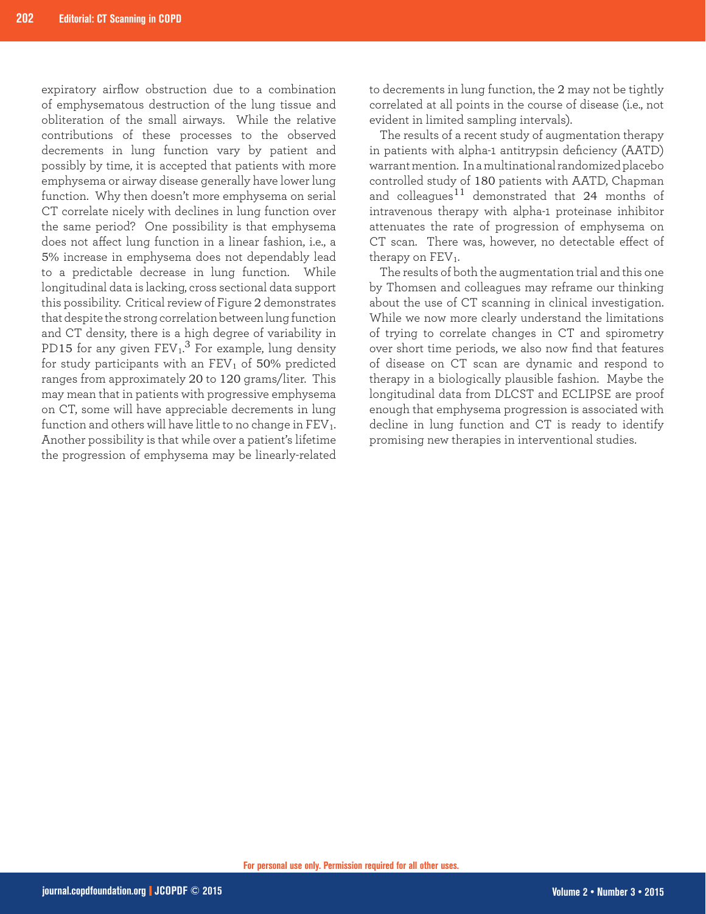expiratory airflow obstruction due to a combination of emphysematous destruction of the lung tissue and obliteration of the small airways. While the relative contributions of these processes to the observed decrements in lung function vary by patient and possibly by time, it is accepted that patients with more emphysema or airway disease generally have lower lung function. Why then doesn't more emphysema on serial CT correlate nicely with declines in lung function over the same period? One possibility is that emphysema does not affect lung function in a linear fashion, i.e., a 5% increase in emphysema does not dependably lead to a predictable decrease in lung function. While longitudinal data is lacking, cross sectional data support this possibility. Critical review of Figure 2 demonstrates that despite the strong correlation between lung function and CT density, there is a high degree of variability in PD15 for any given $FEV_1$.[3] For example, lung density for study participants with an $FEV_1$ of 50% predicted ranges from approximately 20 to 120 grams/liter. This may mean that in patients with progressive emphysema on CT, some will have appreciable decrements in lung function and others will have little to no change in $FEV_1$. Another possibility is that while over a patient's lifetime the progression of emphysema may be linearly-related to decrements in lung function, the 2 may not be tightly correlated at all points in the course of disease (i.e., not evident in limited sampling intervals).

The results of a recent study of augmentation therapy in patients with alpha-1 antitrypsin deficiency (AATD) warrant mention. In a multinational randomized placebo controlled study of 180 patients with AATD, Chapman and colleagues[11] demonstrated that 24 months of intravenous therapy with alpha-1 proteinase inhibitor attenuates the rate of progression of emphysema on CT scan. There was, however, no detectable effect of therapy on $FEV_1$.

The results of both the augmentation trial and this one by Thomsen and colleagues may reframe our thinking about the use of CT scanning in clinical investigation. While we now more clearly understand the limitations of trying to correlate changes in CT and spirometry over short time periods, we also now find that features of disease on CT scan are dynamic and respond to therapy in a biologically plausible fashion. Maybe the longitudinal data from DLCST and ECLIPSE are proof enough that emphysema progression is associated with decline in lung function and CT is ready to identify promising new therapies in interventional studies.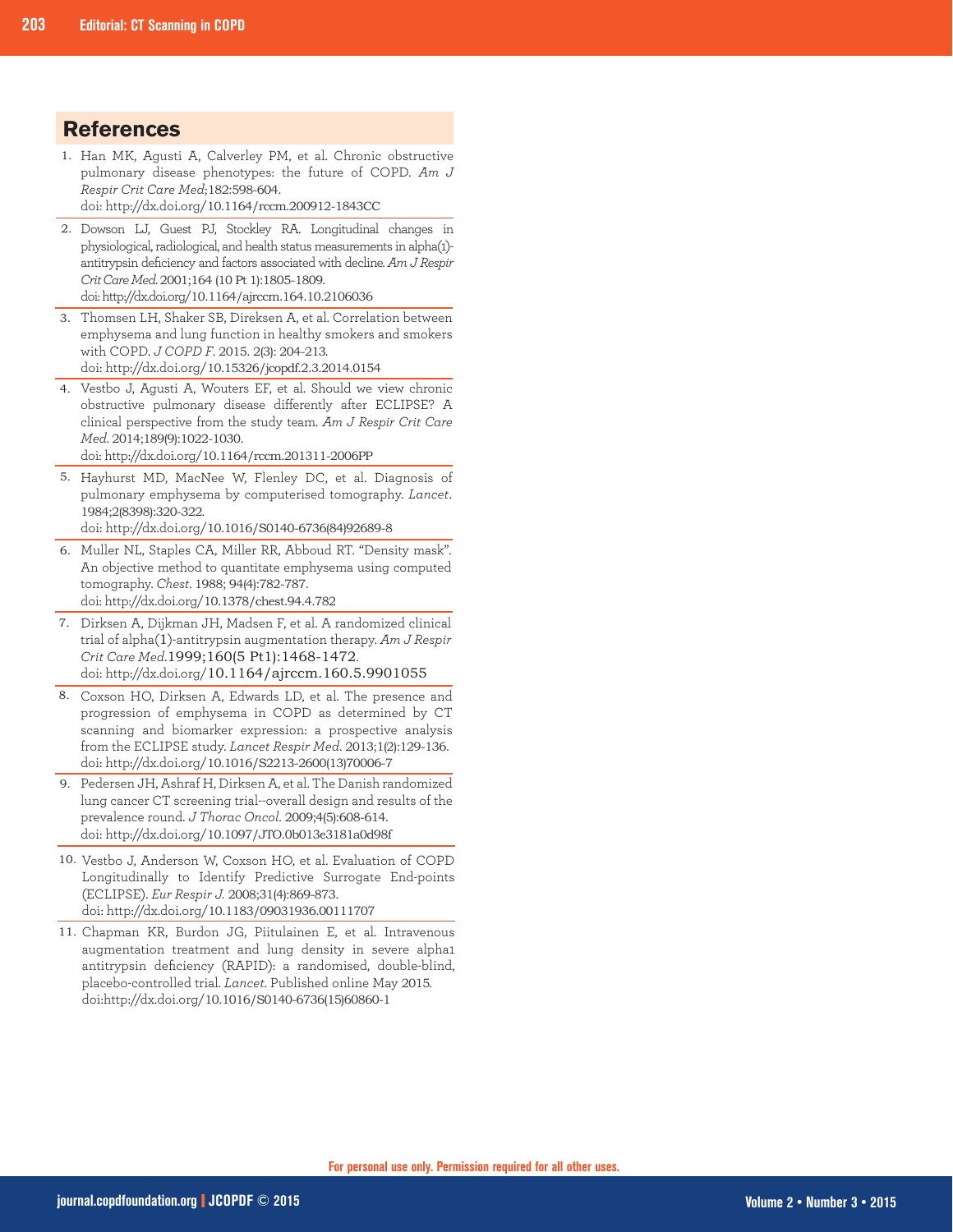## References

1. Han MK, Agusti A, Calverley PM, et al. Chronic obstructive pulmonary disease phenotypes: the future of COPD. *Am J Respir Crit Care Med*;182:598-604. doi: http://dx.doi.org/10.1164/rccm.200912-1843CC
2. Dowson LJ, Guest PJ, Stockley RA. Longitudinal changes in physiological, radiological, and health status measurements in alpha(1)-antitrypsin deficiency and factors associated with decline. *Am J Respir Crit Care Med*. 2001;164 (10 Pt 1):1805-1809. doi: http://dx.doi.org/10.1164/ajrccm.164.10.2106036
3. Thomsen LH, Shaker SB, Direksen A, et al. Correlation between emphysema and lung function in healthy smokers and smokers with COPD. *J COPD F*. 2015. 2(3): 204-213. doi: http://dx.doi.org/10.15326/jcopdf.2.3.2014.0154
4. Vestbo J, Agusti A, Wouters EF, et al. Should we view chronic obstructive pulmonary disease differently after ECLIPSE? A clinical perspective from the study team. *Am J Respir Crit Care Med*. 2014;189(9):1022-1030. doi: http://dx.doi.org/10.1164/rccm.201311-2006PP
5. Hayhurst MD, MacNee W, Flenley DC, et al. Diagnosis of pulmonary emphysema by computerised tomography. *Lancet*. 1984;2(8398):320-322. doi: http://dx.doi.org/10.1016/S0140-6736(84)92689-8
6. Muller NL, Staples CA, Miller RR, Abboud RT. "Density mask". An objective method to quantitate emphysema using computed tomography. *Chest*. 1988; 94(4):782-787. doi: http://dx.doi.org/10.1378/chest.94.4.782
7. Dirksen A, Dijkman JH, Madsen F, et al. A randomized clinical trial of alpha(1)-antitrypsin augmentation therapy. *Am J Respir Crit Care Med*.1999;160(5 Pt1):1468-1472. doi: http://dx.doi.org/10.1164/ajrccm.160.5.9901055
8. Coxson HO, Dirksen A, Edwards LD, et al. The presence and progression of emphysema in COPD as determined by CT scanning and biomarker expression: a prospective analysis from the ECLIPSE study. *Lancet Respir Med*. 2013;1(2):129-136. doi: http://dx.doi.org/10.1016/S2213-2600(13)70006-7
9. Pedersen JH, Ashraf H, Dirksen A, et al. The Danish randomized lung cancer CT screening trial--overall design and results of the prevalence round. *J Thorac Oncol*. 2009;4(5):608-614. doi: http://dx.doi.org/10.1097/JTO.0b013e3181a0d98f
10. Vestbo J, Anderson W, Coxson HO, et al. Evaluation of COPD Longitudinally to Identify Predictive Surrogate End-points (ECLIPSE). *Eur Respir J*. 2008;31(4):869-873. doi: http://dx.doi.org/10.1183/09031936.00111707
11. Chapman KR, Burdon JG, Piitulainen E, et al. Intravenous augmentation treatment and lung density in severe alpha1 antitrypsin deficiency (RAPID): a randomised, double-blind, placebo-controlled trial. *Lancet*. Published online May 2015. doi:http://dx.doi.org/10.1016/S0140-6736(15)60860-1